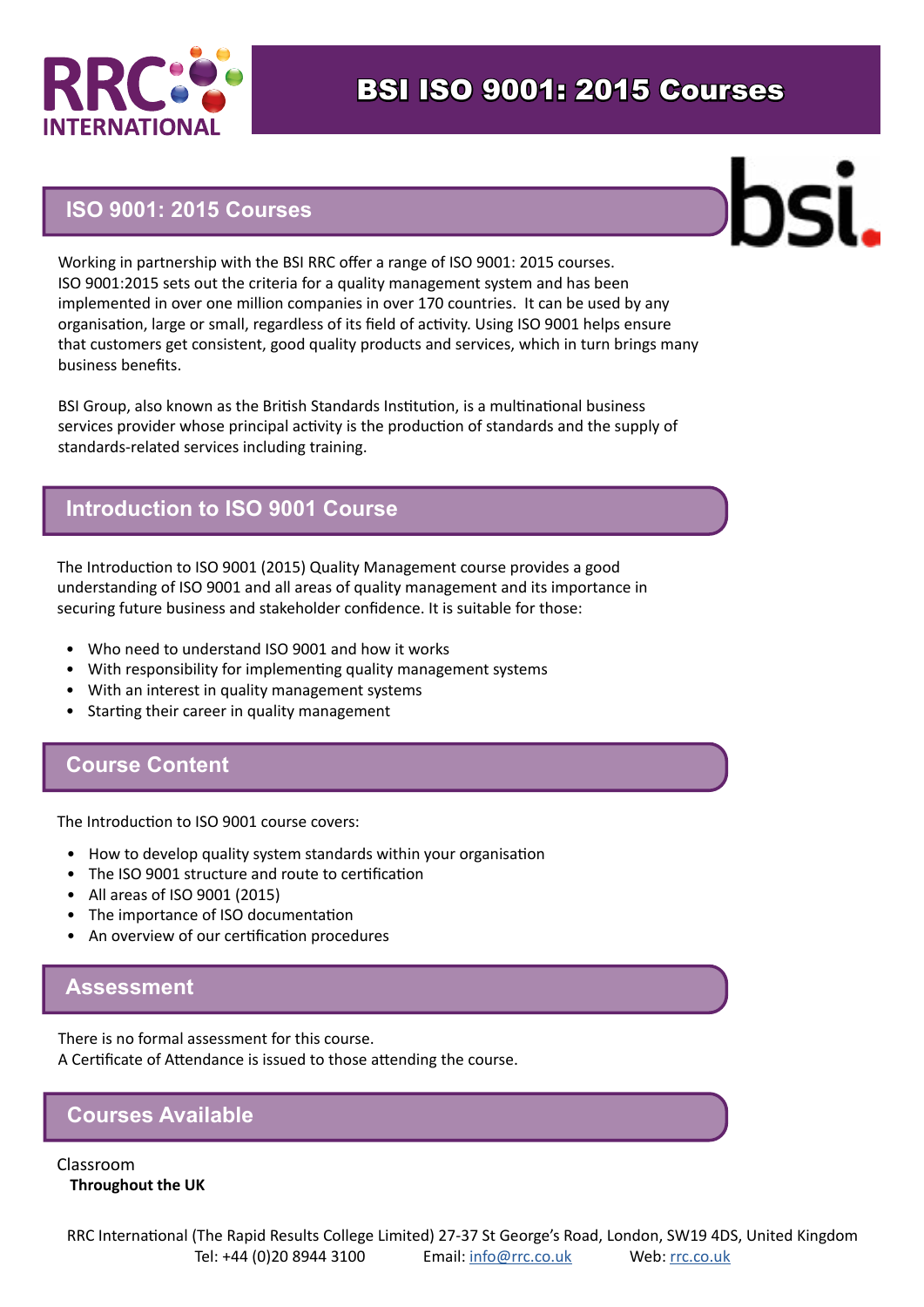# BSI ISO 9001: 2015 Courses

## ISO 9001: 2015 Courses

Working in partnership with the BSI RRC offer a range of ISO 9001: 2015 courses.
ISO 9001:2015 sets out the criteria for a quality management system and has been implemented in over one million companies in over 170 countries. It can be used by any organisation, large or small, regardless of its field of activity. Using ISO 9001 helps ensure that customers get consistent, good quality products and services, which in turn brings many business benefits.

BSI Group, also known as the British Standards Institution, is a multinational business services provider whose principal activity is the production of standards and the supply of standards-related services including training.

## Introduction to ISO 9001 Course

The Introduction to ISO 9001 (2015) Quality Management course provides a good understanding of ISO 9001 and all areas of quality management and its importance in securing future business and stakeholder confidence. It is suitable for those:

- Who need to understand ISO 9001 and how it works
- With responsibility for implementing quality management systems
- With an interest in quality management systems
- Starting their career in quality management

## Course Content

The Introduction to ISO 9001 course covers:

- How to develop quality system standards within your organisation
- The ISO 9001 structure and route to certification
- All areas of ISO 9001 (2015)
- The importance of ISO documentation
- An overview of our certification procedures

## Assessment

There is no formal assessment for this course.
A Certificate of Attendance is issued to those attending the course.

## Courses Available

Classroom
**Throughout the UK**

RRC International (The Rapid Results College Limited) 27-37 St George's Road, London, SW19 4DS, United Kingdom
Tel: +44 (0)20 8944 3100 Email: info@rrc.co.uk Web: rrc.co.uk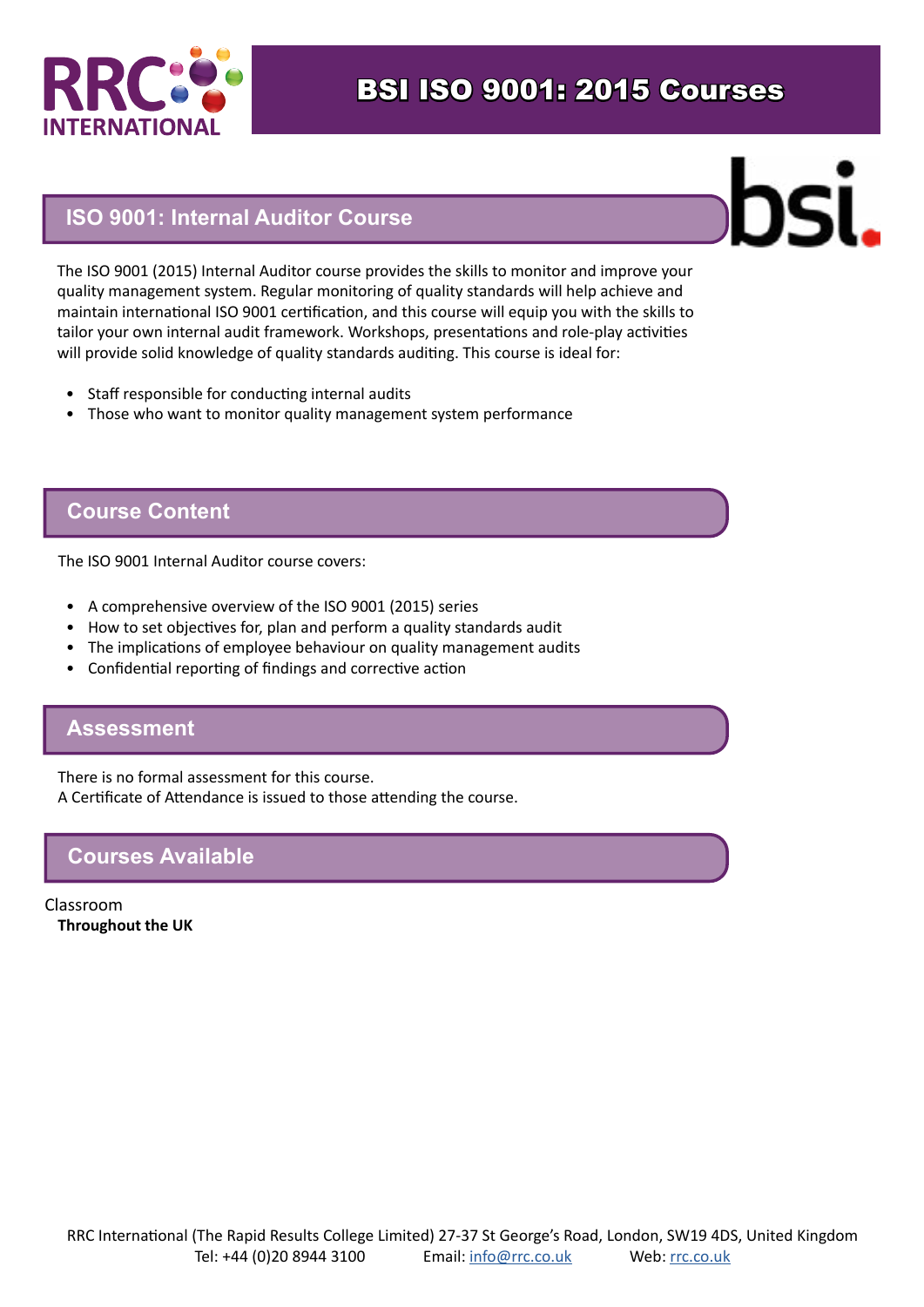# BSI ISO 9001: 2015 Courses

## ISO 9001: Internal Auditor Course

The ISO 9001 (2015) Internal Auditor course provides the skills to monitor and improve your quality management system. Regular monitoring of quality standards will help achieve and maintain international ISO 9001 certification, and this course will equip you with the skills to tailor your own internal audit framework. Workshops, presentations and role-play activities will provide solid knowledge of quality standards auditing. This course is ideal for:

- Staff responsible for conducting internal audits
- Those who want to monitor quality management system performance

## Course Content

The ISO 9001 Internal Auditor course covers:

- A comprehensive overview of the ISO 9001 (2015) series
- How to set objectives for, plan and perform a quality standards audit
- The implications of employee behaviour on quality management audits
- Confidential reporting of findings and corrective action

## Assessment

There is no formal assessment for this course.
A Certificate of Attendance is issued to those attending the course.

## Courses Available

Classroom
**Throughout the UK**

RRC International (The Rapid Results College Limited) 27-37 St George's Road, London, SW19 4DS, United Kingdom
Tel: +44 (0)20 8944 3100 Email: info@rrc.co.uk Web: rrc.co.uk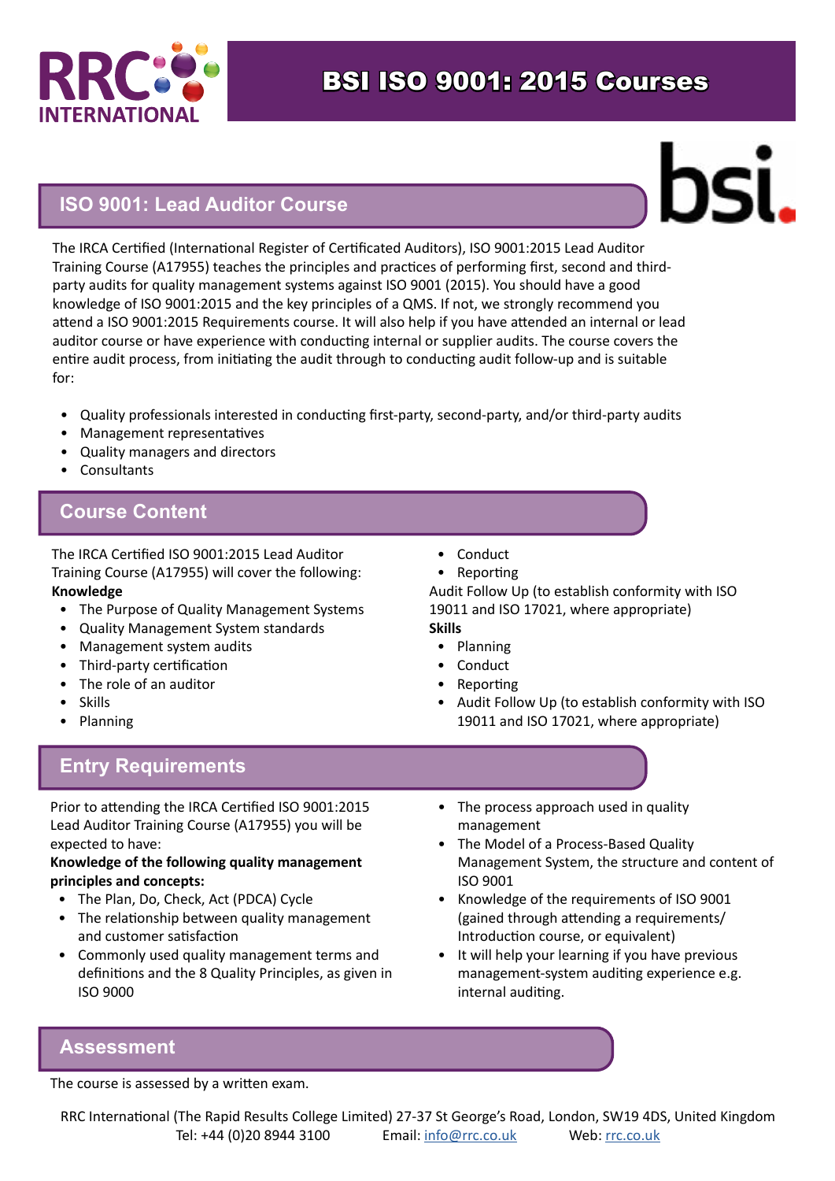# BSI ISO 9001: 2015 Courses

## ISO 9001: Lead Auditor Course

The IRCA Certified (International Register of Certificated Auditors), ISO 9001:2015 Lead Auditor Training Course (A17955) teaches the principles and practices of performing first, second and third-party audits for quality management systems against ISO 9001 (2015). You should have a good knowledge of ISO 9001:2015 and the key principles of a QMS. If not, we strongly recommend you attend a ISO 9001:2015 Requirements course. It will also help if you have attended an internal or lead auditor course or have experience with conducting internal or supplier audits. The course covers the entire audit process, from initiating the audit through to conducting audit follow-up and is suitable for:

- Quality professionals interested in conducting first-party, second-party, and/or third-party audits
- Management representatives
- Quality managers and directors
- Consultants

## Course Content

The IRCA Certified ISO 9001:2015 Lead Auditor Training Course (A17955) will cover the following:

**Knowledge**

- The Purpose of Quality Management Systems
- Quality Management System standards
- Management system audits
- Third-party certification
- The role of an auditor
- Skills
- Planning
- Conduct
- Reporting

Audit Follow Up (to establish conformity with ISO 19011 and ISO 17021, where appropriate)

**Skills**

- Planning
- Conduct
- Reporting
- Audit Follow Up (to establish conformity with ISO 19011 and ISO 17021, where appropriate)

## Entry Requirements

Prior to attending the IRCA Certified ISO 9001:2015 Lead Auditor Training Course (A17955) you will be expected to have:

**Knowledge of the following quality management principles and concepts:**

- The Plan, Do, Check, Act (PDCA) Cycle
- The relationship between quality management and customer satisfaction
- Commonly used quality management terms and definitions and the 8 Quality Principles, as given in ISO 9000
- The process approach used in quality management
- The Model of a Process-Based Quality Management System, the structure and content of ISO 9001
- Knowledge of the requirements of ISO 9001 (gained through attending a requirements/ Introduction course, or equivalent)
- It will help your learning if you have previous management-system auditing experience e.g. internal auditing.

## Assessment

The course is assessed by a written exam.

RRC International (The Rapid Results College Limited) 27-37 St George's Road, London, SW19 4DS, United Kingdom
Tel: +44 (0)20 8944 3100 Email: info@rrc.co.uk Web: rrc.co.uk